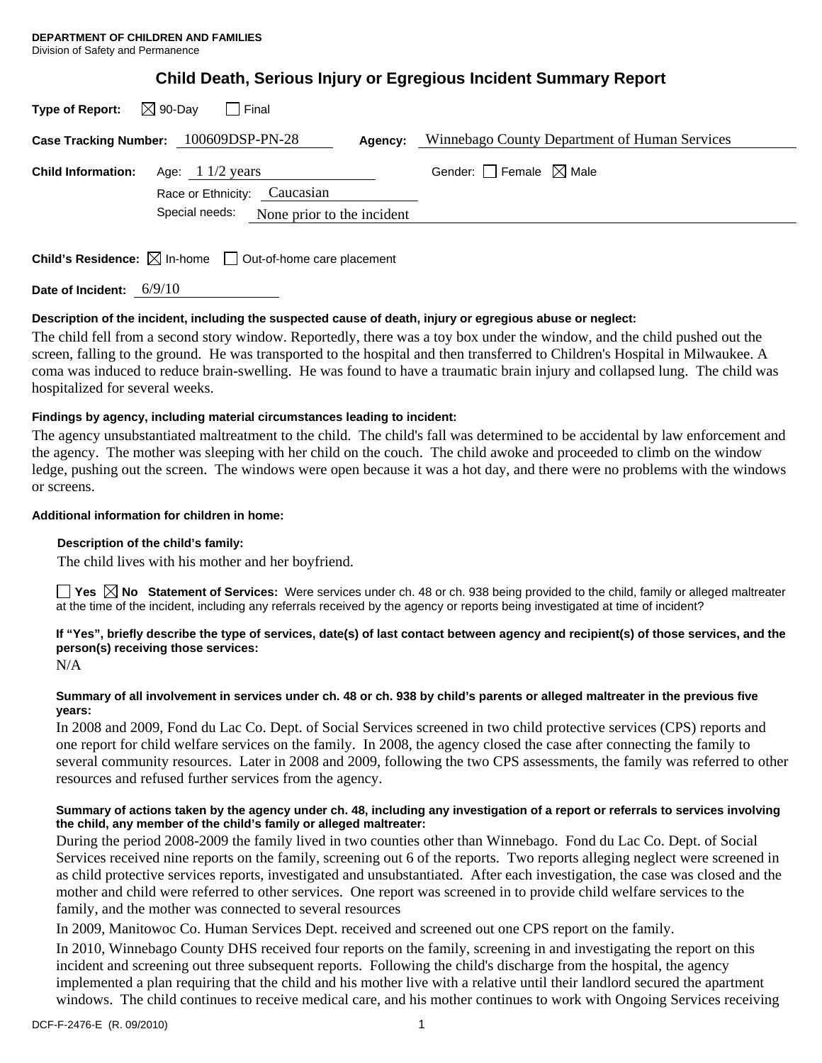**DEPARTMENT OF CHILDREN AND FAMILIES**
Division of Safety and Permanence

# Child Death, Serious Injury or Egregious Incident Summary Report

**Type of Report:** ☒ 90-Day ☐ Final

**Case Tracking Number:** 100609DSP-PN-28 **Agency:** Winnebago County Department of Human Services

**Child Information:** Age: 1 1/2 years Gender: ☐ Female ☒ Male
Race or Ethnicity: Caucasian
Special needs: None prior to the incident

**Child's Residence:** ☒ In-home ☐ Out-of-home care placement

**Date of Incident:** 6/9/10

**Description of the incident, including the suspected cause of death, injury or egregious abuse or neglect:**

The child fell from a second story window. Reportedly, there was a toy box under the window, and the child pushed out the screen, falling to the ground. He was transported to the hospital and then transferred to Children's Hospital in Milwaukee. A coma was induced to reduce brain-swelling. He was found to have a traumatic brain injury and collapsed lung. The child was hospitalized for several weeks.

**Findings by agency, including material circumstances leading to incident:**

The agency unsubstantiated maltreatment to the child. The child's fall was determined to be accidental by law enforcement and the agency. The mother was sleeping with her child on the couch. The child awoke and proceeded to climb on the window ledge, pushing out the screen. The windows were open because it was a hot day, and there were no problems with the windows or screens.

**Additional information for children in home:**

**Description of the child's family:**

The child lives with his mother and her boyfriend.

☐ **Yes** ☒ **No** **Statement of Services:** Were services under ch. 48 or ch. 938 being provided to the child, family or alleged maltreater at the time of the incident, including any referrals received by the agency or reports being investigated at time of incident?

**If "Yes", briefly describe the type of services, date(s) of last contact between agency and recipient(s) of those services, and the person(s) receiving those services:**

N/A

**Summary of all involvement in services under ch. 48 or ch. 938 by child's parents or alleged maltreater in the previous five years:**

In 2008 and 2009, Fond du Lac Co. Dept. of Social Services screened in two child protective services (CPS) reports and one report for child welfare services on the family. In 2008, the agency closed the case after connecting the family to several community resources. Later in 2008 and 2009, following the two CPS assessments, the family was referred to other resources and refused further services from the agency.

**Summary of actions taken by the agency under ch. 48, including any investigation of a report or referrals to services involving the child, any member of the child's family or alleged maltreater:**

During the period 2008-2009 the family lived in two counties other than Winnebago. Fond du Lac Co. Dept. of Social Services received nine reports on the family, screening out 6 of the reports. Two reports alleging neglect were screened in as child protective services reports, investigated and unsubstantiated. After each investigation, the case was closed and the mother and child were referred to other services. One report was screened in to provide child welfare services to the family, and the mother was connected to several resources

In 2009, Manitowoc Co. Human Services Dept. received and screened out one CPS report on the family.

In 2010, Winnebago County DHS received four reports on the family, screening in and investigating the report on this incident and screening out three subsequent reports. Following the child's discharge from the hospital, the agency implemented a plan requiring that the child and his mother live with a relative until their landlord secured the apartment windows. The child continues to receive medical care, and his mother continues to work with Ongoing Services receiving

DCF-F-2476-E (R. 09/2010)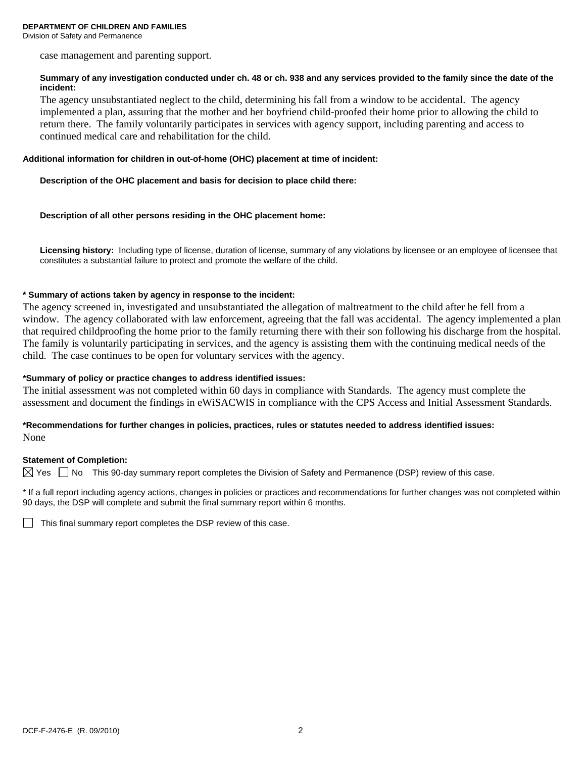case management and parenting support.

**Summary of any investigation conducted under ch. 48 or ch. 938 and any services provided to the family since the date of the incident:**

The agency unsubstantiated neglect to the child, determining his fall from a window to be accidental. The agency implemented a plan, assuring that the mother and her boyfriend child-proofed their home prior to allowing the child to return there. The family voluntarily participates in services with agency support, including parenting and access to continued medical care and rehabilitation for the child.

**Additional information for children in out-of-home (OHC) placement at time of incident:**

**Description of the OHC placement and basis for decision to place child there:**

**Description of all other persons residing in the OHC placement home:**

**Licensing history:** Including type of license, duration of license, summary of any violations by licensee or an employee of licensee that constitutes a substantial failure to protect and promote the welfare of the child.

**\* Summary of actions taken by agency in response to the incident:**

The agency screened in, investigated and unsubstantiated the allegation of maltreatment to the child after he fell from a window. The agency collaborated with law enforcement, agreeing that the fall was accidental. The agency implemented a plan that required childproofing the home prior to the family returning there with their son following his discharge from the hospital. The family is voluntarily participating in services, and the agency is assisting them with the continuing medical needs of the child. The case continues to be open for voluntary services with the agency.

**\*Summary of policy or practice changes to address identified issues:**

The initial assessment was not completed within 60 days in compliance with Standards. The agency must complete the assessment and document the findings in eWiSACWIS in compliance with the CPS Access and Initial Assessment Standards.

**\*Recommendations for further changes in policies, practices, rules or statutes needed to address identified issues:**

None

**Statement of Completion:**

☒ Yes ☐ No This 90-day summary report completes the Division of Safety and Permanence (DSP) review of this case.

\* If a full report including agency actions, changes in policies or practices and recommendations for further changes was not completed within 90 days, the DSP will complete and submit the final summary report within 6 months.

☐ This final summary report completes the DSP review of this case.